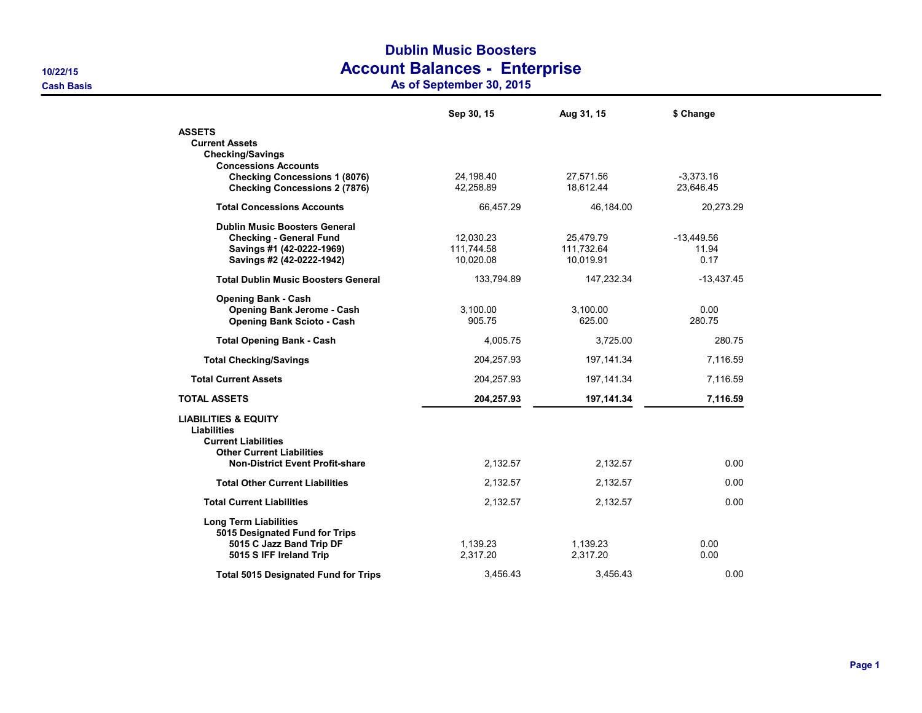# Dublin Music Boosters
## Account Balances - Enterprise
### As of September 30, 2015

10/22/15
Cash Basis

| | Sep 30, 15 | Aug 31, 15 | $ Change |
|---|---|---|---|
| **ASSETS** | | | |
| **Current Assets** | | | |
| **Checking/Savings** | | | |
| **Concessions Accounts** | | | |
| **Checking Concessions 1 (8076)** | 24,198.40 | 27,571.56 | -3,373.16 |
| **Checking Concessions 2 (7876)** | 42,258.89 | 18,612.44 | 23,646.45 |
| **Total Concessions Accounts** | 66,457.29 | 46,184.00 | 20,273.29 |
| **Dublin Music Boosters General** | | | |
| **Checking - General Fund** | 12,030.23 | 25,479.79 | -13,449.56 |
| **Savings #1 (42-0222-1969)** | 111,744.58 | 111,732.64 | 11.94 |
| **Savings #2 (42-0222-1942)** | 10,020.08 | 10,019.91 | 0.17 |
| **Total Dublin Music Boosters General** | 133,794.89 | 147,232.34 | -13,437.45 |
| **Opening Bank - Cash** | | | |
| **Opening Bank Jerome - Cash** | 3,100.00 | 3,100.00 | 0.00 |
| **Opening Bank Scioto - Cash** | 905.75 | 625.00 | 280.75 |
| **Total Opening Bank - Cash** | 4,005.75 | 3,725.00 | 280.75 |
| **Total Checking/Savings** | 204,257.93 | 197,141.34 | 7,116.59 |
| **Total Current Assets** | 204,257.93 | 197,141.34 | 7,116.59 |
| **TOTAL ASSETS** | **204,257.93** | **197,141.34** | **7,116.59** |
| **LIABILITIES & EQUITY** | | | |
| **Liabilities** | | | |
| **Current Liabilities** | | | |
| **Other Current Liabilities** | | | |
| **Non-District Event Profit-share** | 2,132.57 | 2,132.57 | 0.00 |
| **Total Other Current Liabilities** | 2,132.57 | 2,132.57 | 0.00 |
| **Total Current Liabilities** | 2,132.57 | 2,132.57 | 0.00 |
| **Long Term Liabilities** | | | |
| **5015 Designated Fund for Trips** | | | |
| **5015 C Jazz Band Trip DF** | 1,139.23 | 1,139.23 | 0.00 |
| **5015 S IFF Ireland Trip** | 2,317.20 | 2,317.20 | 0.00 |
| **Total 5015 Designated Fund for Trips** | 3,456.43 | 3,456.43 | 0.00 |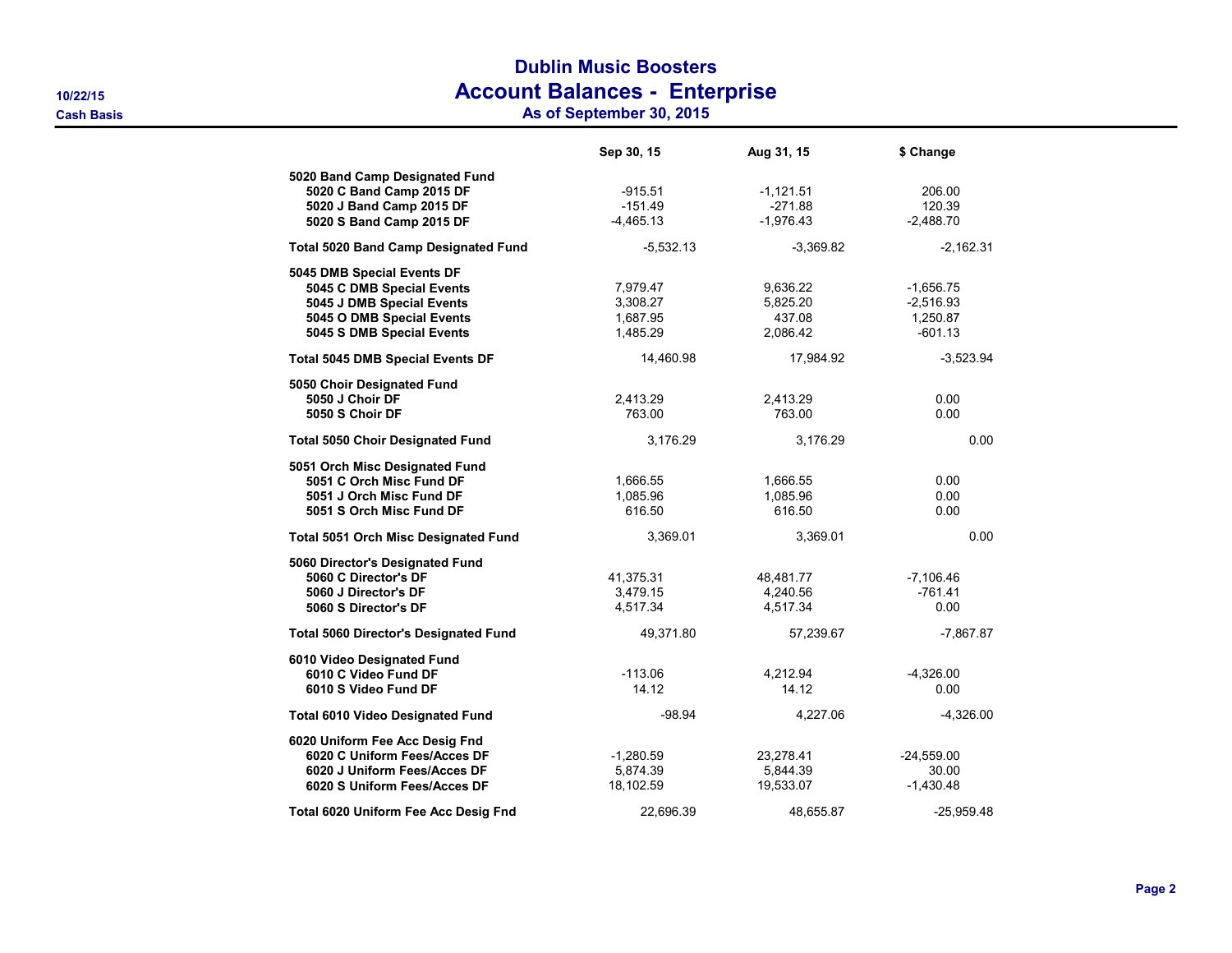# Dublin Music Boosters

## Account Balances - Enterprise

### As of September 30, 2015

10/22/15

Cash Basis

| | Sep 30, 15 | Aug 31, 15 | $ Change |
|---|---|---|---|
| **5020 Band Camp Designated Fund** | | | |
| **5020 C Band Camp 2015 DF** | -915.51 | -1,121.51 | 206.00 |
| **5020 J Band Camp 2015 DF** | -151.49 | -271.88 | 120.39 |
| **5020 S Band Camp 2015 DF** | -4,465.13 | -1,976.43 | -2,488.70 |
| **Total 5020 Band Camp Designated Fund** | -5,532.13 | -3,369.82 | -2,162.31 |
| **5045 DMB Special Events DF** | | | |
| **5045 C DMB Special Events** | 7,979.47 | 9,636.22 | -1,656.75 |
| **5045 J DMB Special Events** | 3,308.27 | 5,825.20 | -2,516.93 |
| **5045 O DMB Special Events** | 1,687.95 | 437.08 | 1,250.87 |
| **5045 S DMB Special Events** | 1,485.29 | 2,086.42 | -601.13 |
| **Total 5045 DMB Special Events DF** | 14,460.98 | 17,984.92 | -3,523.94 |
| **5050 Choir Designated Fund** | | | |
| **5050 J Choir DF** | 2,413.29 | 2,413.29 | 0.00 |
| **5050 S Choir DF** | 763.00 | 763.00 | 0.00 |
| **Total 5050 Choir Designated Fund** | 3,176.29 | 3,176.29 | 0.00 |
| **5051 Orch Misc Designated Fund** | | | |
| **5051 C Orch Misc Fund DF** | 1,666.55 | 1,666.55 | 0.00 |
| **5051 J Orch Misc Fund DF** | 1,085.96 | 1,085.96 | 0.00 |
| **5051 S Orch Misc Fund DF** | 616.50 | 616.50 | 0.00 |
| **Total 5051 Orch Misc Designated Fund** | 3,369.01 | 3,369.01 | 0.00 |
| **5060 Director's Designated Fund** | | | |
| **5060 C Director's DF** | 41,375.31 | 48,481.77 | -7,106.46 |
| **5060 J Director's DF** | 3,479.15 | 4,240.56 | -761.41 |
| **5060 S Director's DF** | 4,517.34 | 4,517.34 | 0.00 |
| **Total 5060 Director's Designated Fund** | 49,371.80 | 57,239.67 | -7,867.87 |
| **6010 Video Designated Fund** | | | |
| **6010 C Video Fund DF** | -113.06 | 4,212.94 | -4,326.00 |
| **6010 S Video Fund DF** | 14.12 | 14.12 | 0.00 |
| **Total 6010 Video Designated Fund** | -98.94 | 4,227.06 | -4,326.00 |
| **6020 Uniform Fee Acc Desig Fnd** | | | |
| **6020 C Uniform Fees/Acces DF** | -1,280.59 | 23,278.41 | -24,559.00 |
| **6020 J Uniform Fees/Acces DF** | 5,874.39 | 5,844.39 | 30.00 |
| **6020 S Uniform Fees/Acces DF** | 18,102.59 | 19,533.07 | -1,430.48 |
| **Total 6020 Uniform Fee Acc Desig Fnd** | 22,696.39 | 48,655.87 | -25,959.48 |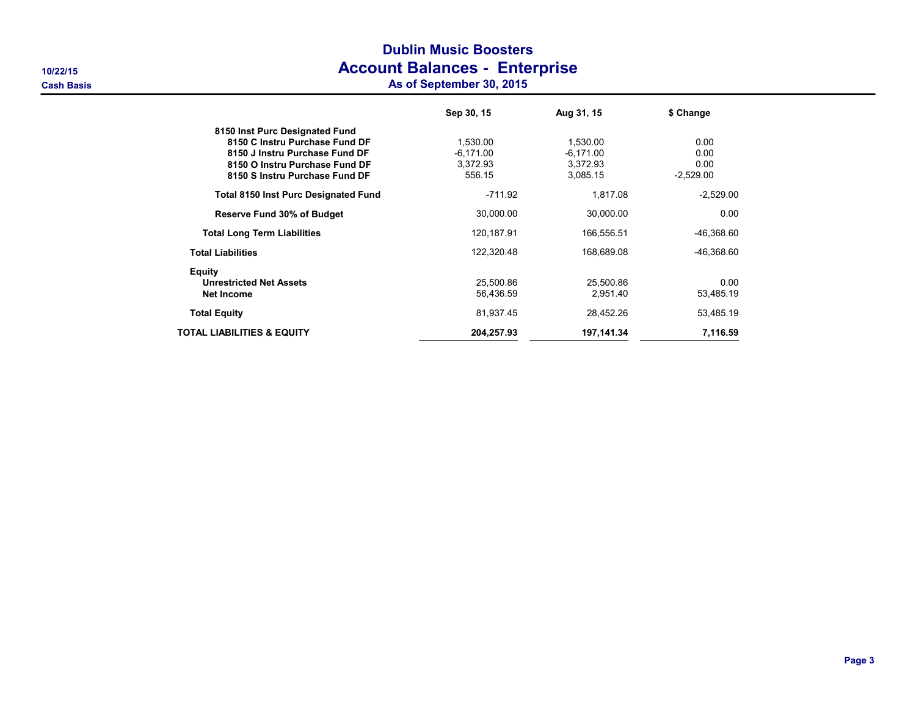# Dublin Music Boosters
## Account Balances - Enterprise
### As of September 30, 2015

10/22/15
Cash Basis

| | Sep 30, 15 | Aug 31, 15 | $ Change |
|---|---|---|---|
| 8150 Inst Purc Designated Fund | | | |
| 8150 C Instru Purchase Fund DF | 1,530.00 | 1,530.00 | 0.00 |
| 8150 J Instru Purchase Fund DF | -6,171.00 | -6,171.00 | 0.00 |
| 8150 O Instru Purchase Fund DF | 3,372.93 | 3,372.93 | 0.00 |
| 8150 S Instru Purchase Fund DF | 556.15 | 3,085.15 | -2,529.00 |
| **Total 8150 Inst Purc Designated Fund** | -711.92 | 1,817.08 | -2,529.00 |
| **Reserve Fund 30% of Budget** | 30,000.00 | 30,000.00 | 0.00 |
| **Total Long Term Liabilities** | 120,187.91 | 166,556.51 | -46,368.60 |
| **Total Liabilities** | 122,320.48 | 168,689.08 | -46,368.60 |
| **Equity** | | | |
| **Unrestricted Net Assets** | 25,500.86 | 25,500.86 | 0.00 |
| **Net Income** | 56,436.59 | 2,951.40 | 53,485.19 |
| **Total Equity** | 81,937.45 | 28,452.26 | 53,485.19 |
| **TOTAL LIABILITIES & EQUITY** | **204,257.93** | **197,141.34** | **7,116.59** |